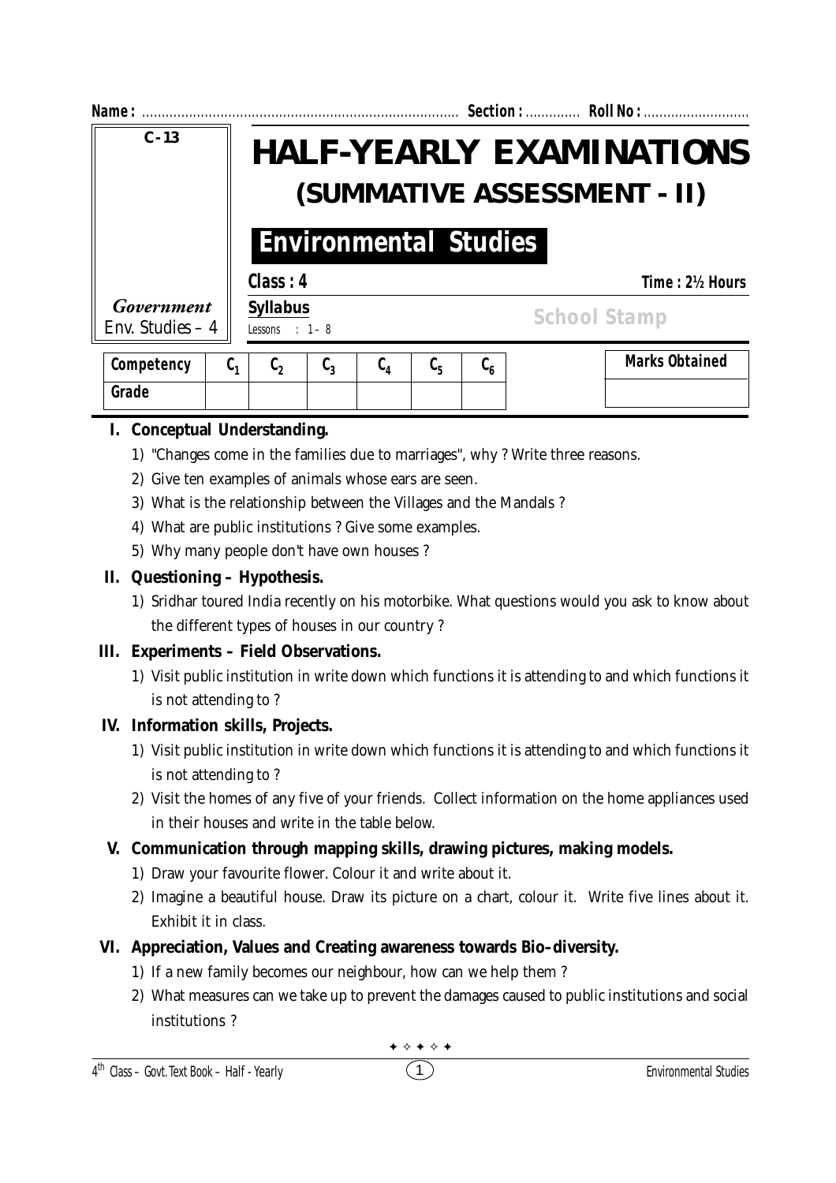**Name :** ................................................................................ **Section :** ............. **Roll No :** ...........................

| C - 13 |
|---|
| *Government* |
| Env. Studies – 4 |

# HALF-YEARLY EXAMINATIONS

## (SUMMATIVE ASSESSMENT - II)

## Environmental Studies

**Class : 4** **Time : 2½ Hours**

**Syllabus**
Lessons : 1 - 8

**School Stamp**

| Competency | $C_1$ | $C_2$ | $C_3$ | $C_4$ | $C_5$ | $C_6$ |
|---|---|---|---|---|---|---|
| Grade | | | | | | |

| Marks Obtained |
|---|
| |

**I. Conceptual Understanding.**

1) "Changes come in the families due to marriages", why ? Write three reasons.
2) Give ten examples of animals whose ears are seen.
3) What is the relationship between the Villages and the Mandals ?
4) What are public institutions ? Give some examples.
5) Why many people don't have own houses ?

**II. Questioning – Hypothesis.**

1) Sridhar toured India recently on his motorbike. What questions would you ask to know about the different types of houses in our country ?

**III. Experiments – Field Observations.**

1) Visit public institution in write down which functions it is attending to and which functions it is not attending to ?

**IV. Information skills, Projects.**

1) Visit public institution in write down which functions it is attending to and which functions it is not attending to ?
2) Visit the homes of any five of your friends. Collect information on the home appliances used in their houses and write in the table below.

**V. Communication through mapping skills, drawing pictures, making models.**

1) Draw your favourite flower. Colour it and write about it.
2) Imagine a beautiful house. Draw its picture on a chart, colour it. Write five lines about it. Exhibit it in class.

**VI. Appreciation, Values and Creating awareness towards Bio–diversity.**

1) If a new family becomes our neighbour, how can we help them ?
2) What measures can we take up to prevent the damages caused to public institutions and social institutions ?

✦ ✧ ✦ ✧ ✦